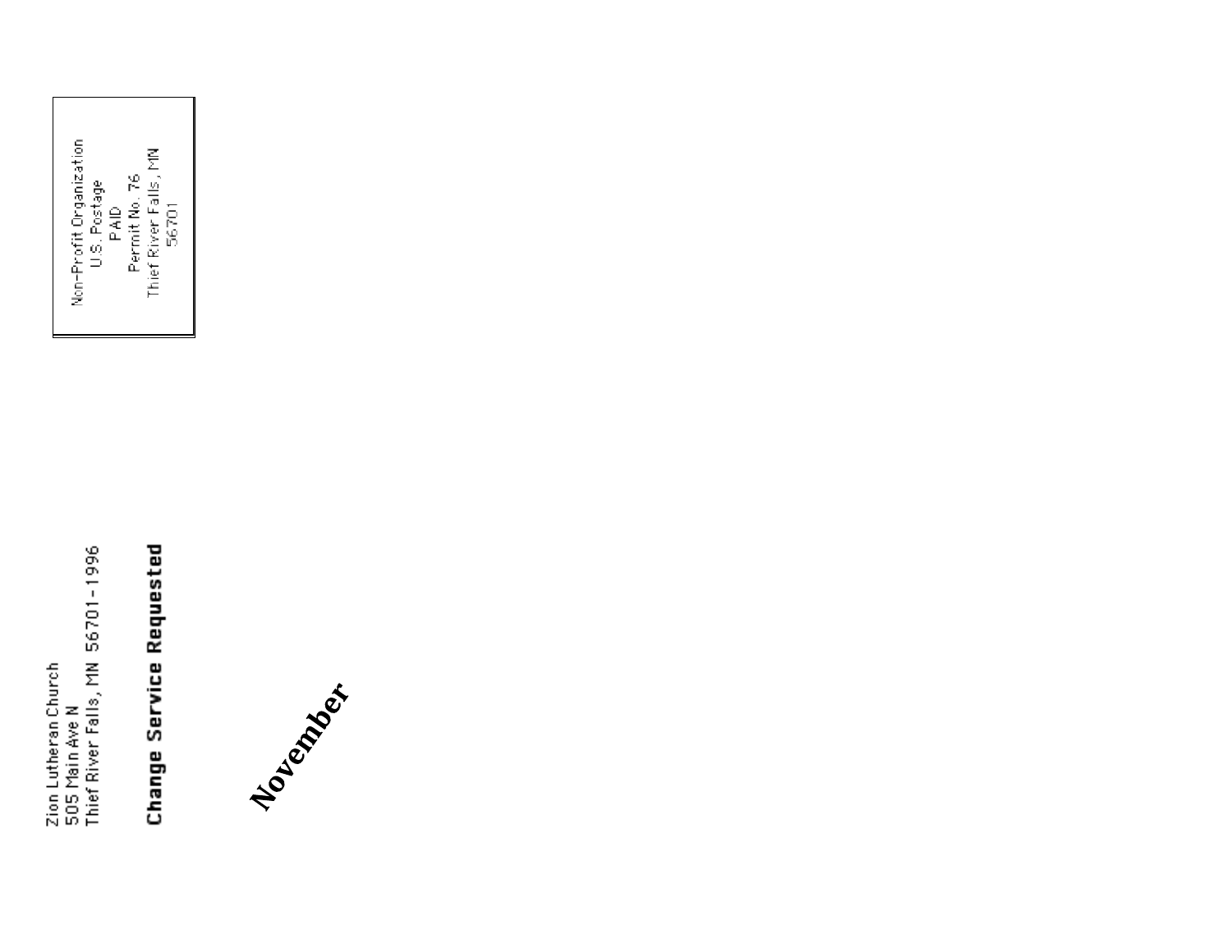Non-Profit Organization
U.S. Postage
PAID
Permit No. 76
Thief River Falls, MN
56701

Zion Lutheran Church
505 Main Ave N
Thief River Falls, MN 56701-1996

**Change Service Requested**

**November**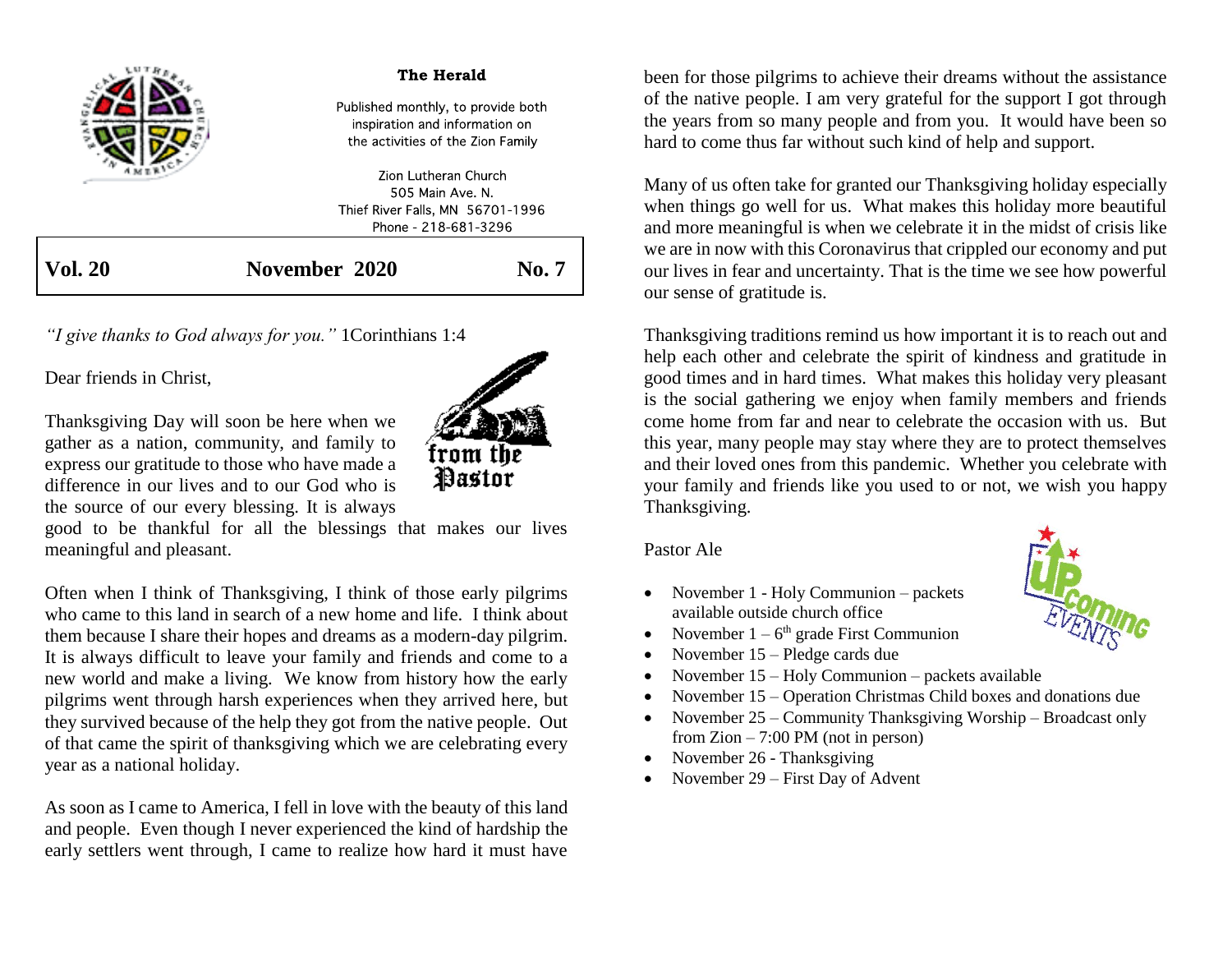# The Herald

Published monthly, to provide both inspiration and information on the activities of the Zion Family

Zion Lutheran Church
505 Main Ave. N.
Thief River Falls, MN 56701-1996
Phone - 218-681-3296

**Vol. 20 November 2020 No. 7**

*"I give thanks to God always for you."* 1Corinthians 1:4

## from the Pastor

Dear friends in Christ,

Thanksgiving Day will soon be here when we gather as a nation, community, and family to express our gratitude to those who have made a difference in our lives and to our God who is the source of our every blessing. It is always good to be thankful for all the blessings that makes our lives meaningful and pleasant.

Often when I think of Thanksgiving, I think of those early pilgrims who came to this land in search of a new home and life. I think about them because I share their hopes and dreams as a modern-day pilgrim. It is always difficult to leave your family and friends and come to a new world and make a living. We know from history how the early pilgrims went through harsh experiences when they arrived here, but they survived because of the help they got from the native people. Out of that came the spirit of thanksgiving which we are celebrating every year as a national holiday.

As soon as I came to America, I fell in love with the beauty of this land and people. Even though I never experienced the kind of hardship the early settlers went through, I came to realize how hard it must have been for those pilgrims to achieve their dreams without the assistance of the native people. I am very grateful for the support I got through the years from so many people and from you. It would have been so hard to come thus far without such kind of help and support.

Many of us often take for granted our Thanksgiving holiday especially when things go well for us. What makes this holiday more beautiful and more meaningful is when we celebrate it in the midst of crisis like we are in now with this Coronavirus that crippled our economy and put our lives in fear and uncertainty. That is the time we see how powerful our sense of gratitude is.

Thanksgiving traditions remind us how important it is to reach out and help each other and celebrate the spirit of kindness and gratitude in good times and in hard times. What makes this holiday very pleasant is the social gathering we enjoy when family members and friends come home from far and near to celebrate the occasion with us. But this year, many people may stay where they are to protect themselves and their loved ones from this pandemic. Whether you celebrate with your family and friends like you used to or not, we wish you happy Thanksgiving.

Pastor Ale

## Upcoming Events

- November 1 - Holy Communion – packets available outside church office
- November 1 – 6th grade First Communion
- November 15 – Pledge cards due
- November 15 – Holy Communion – packets available
- November 15 – Operation Christmas Child boxes and donations due
- November 25 – Community Thanksgiving Worship – Broadcast only from Zion – 7:00 PM (not in person)
- November 26 - Thanksgiving
- November 29 – First Day of Advent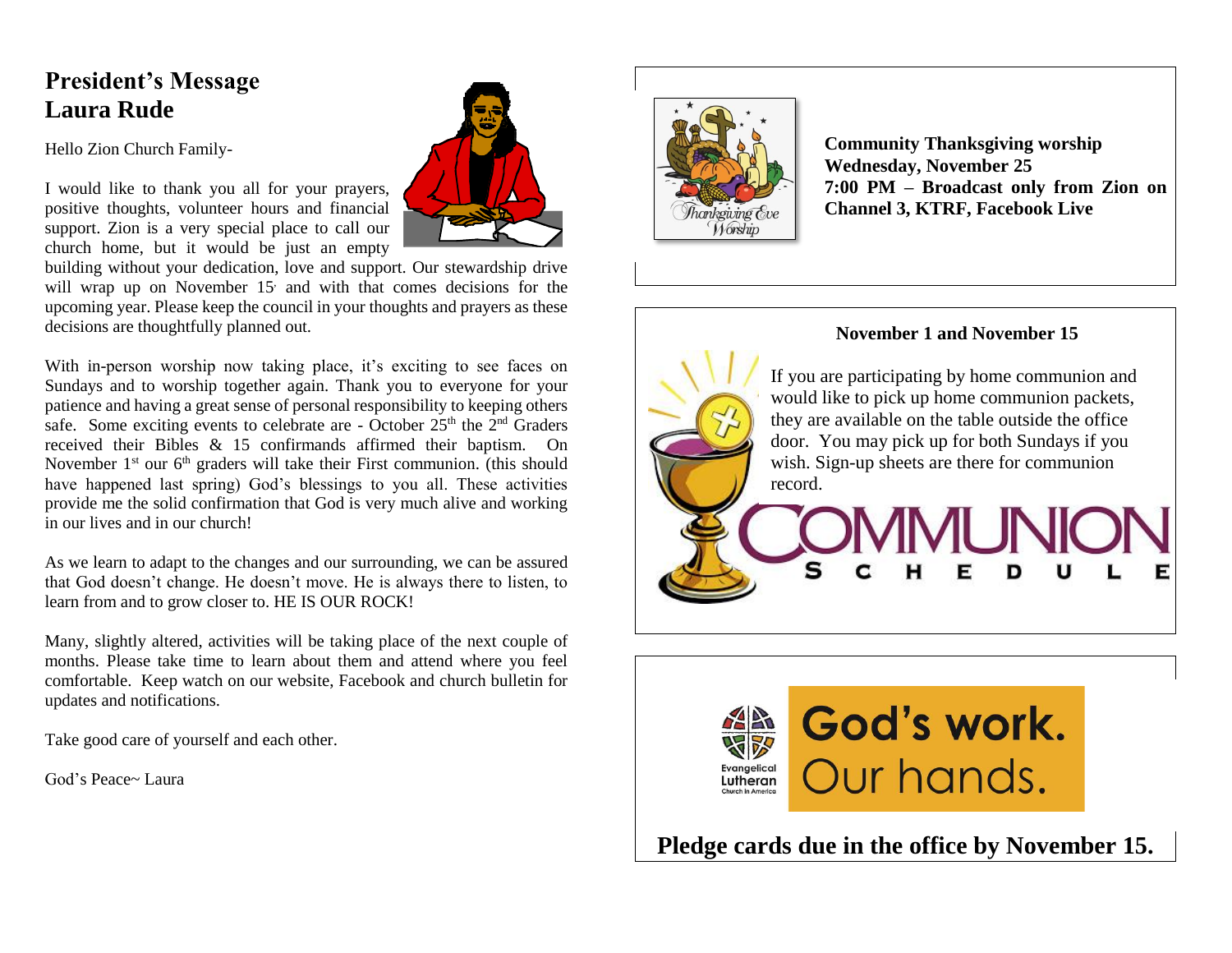## President's Message
## Laura Rude

Hello Zion Church Family-

I would like to thank you all for your prayers, positive thoughts, volunteer hours and financial support. Zion is a very special place to call our church home, but it would be just an empty building without your dedication, love and support. Our stewardship drive will wrap up on November 15. and with that comes decisions for the upcoming year. Please keep the council in your thoughts and prayers as these decisions are thoughtfully planned out.

With in-person worship now taking place, it's exciting to see faces on Sundays and to worship together again. Thank you to everyone for your patience and having a great sense of personal responsibility to keeping others safe. Some exciting events to celebrate are - October 25th the 2nd Graders received their Bibles & 15 confirmands affirmed their baptism. On November 1st our 6th graders will take their First communion. (this should have happened last spring) God's blessings to you all. These activities provide me the solid confirmation that God is very much alive and working in our lives and in our church!

As we learn to adapt to the changes and our surrounding, we can be assured that God doesn't change. He doesn't move. He is always there to listen, to learn from and to grow closer to. HE IS OUR ROCK!

Many, slightly altered, activities will be taking place of the next couple of months. Please take time to learn about them and attend where you feel comfortable. Keep watch on our website, Facebook and church bulletin for updates and notifications.

Take good care of yourself and each other.

God's Peace~ Laura

---

Thanksgiving Eve Worship

**Community Thanksgiving worship**
**Wednesday, November 25**
**7:00 PM – Broadcast only from Zion on Channel 3, KTRF, Facebook Live**

---

**November 1 and November 15**

If you are participating by home communion and would like to pick up home communion packets, they are available on the table outside the office door. You may pick up for both Sundays if you wish. Sign-up sheets are there for communion record.

COMMUNION SCHEDULE

---

Evangelical Lutheran Church in America

God's work. Our hands.

**Pledge cards due in the office by November 15.**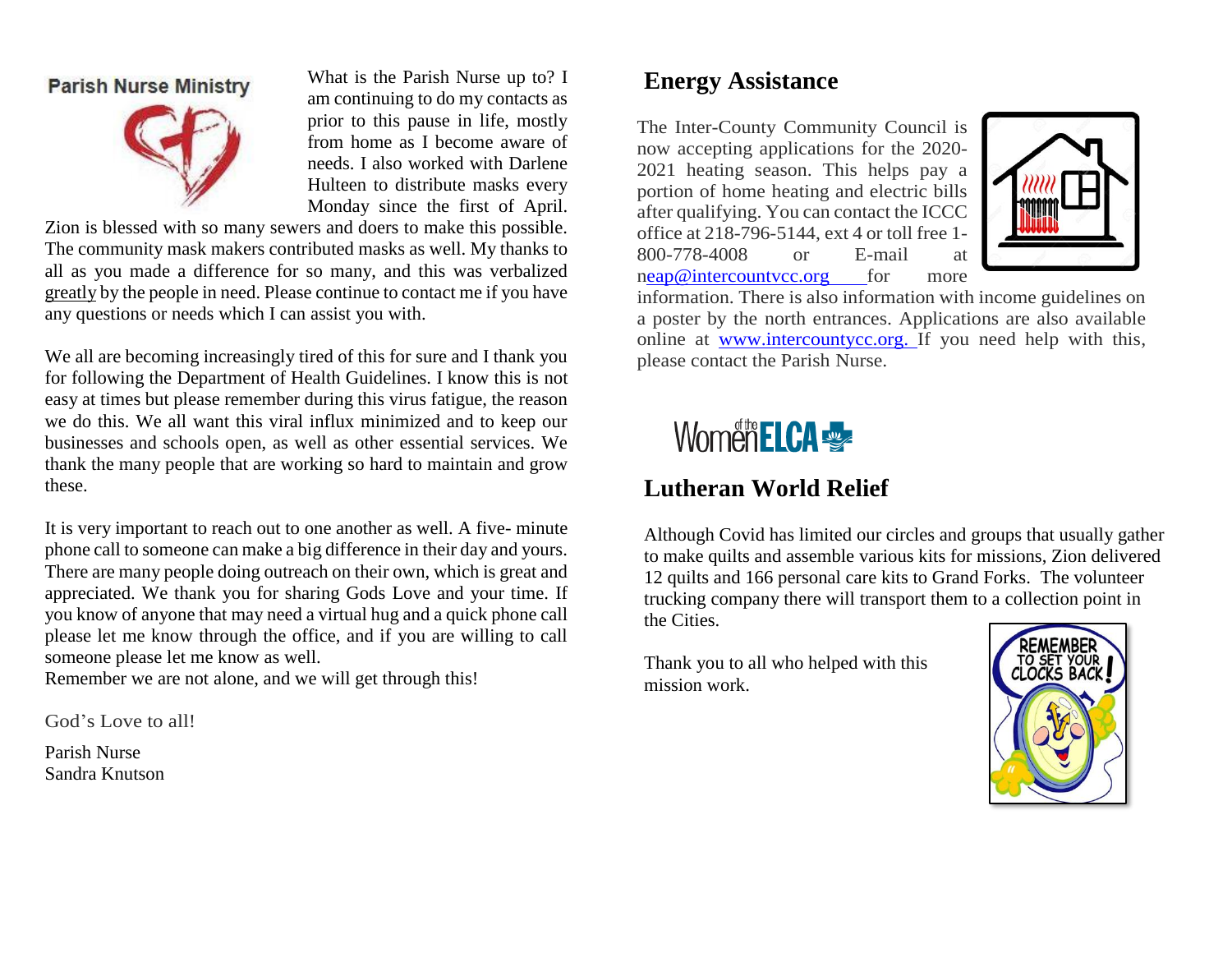## Parish Nurse Ministry

What is the Parish Nurse up to? I am continuing to do my contacts as prior to this pause in life, mostly from home as I become aware of needs. I also worked with Darlene Hulteen to distribute masks every Monday since the first of April. Zion is blessed with so many sewers and doers to make this possible. The community mask makers contributed masks as well. My thanks to all as you made a difference for so many, and this was verbalized greatly by the people in need. Please continue to contact me if you have any questions or needs which I can assist you with.

We all are becoming increasingly tired of this for sure and I thank you for following the Department of Health Guidelines. I know this is not easy at times but please remember during this virus fatigue, the reason we do this. We all want this viral influx minimized and to keep our businesses and schools open, as well as other essential services. We thank the many people that are working so hard to maintain and grow these.

It is very important to reach out to one another as well. A five- minute phone call to someone can make a big difference in their day and yours. There are many people doing outreach on their own, which is great and appreciated. We thank you for sharing Gods Love and your time. If you know of anyone that may need a virtual hug and a quick phone call please let me know through the office, and if you are willing to call someone please let me know as well.

Remember we are not alone, and we will get through this!

God's Love to all!

Parish Nurse
Sandra Knutson

## Energy Assistance

The Inter-County Community Council is now accepting applications for the 2020-2021 heating season. This helps pay a portion of home heating and electric bills after qualifying. You can contact the ICCC office at 218-796-5144, ext 4 or toll free 1-800-778-4008 or E-mail at neap@intercountvcc.org for more information. There is also information with income guidelines on a poster by the north entrances. Applications are also available online at www.intercountycc.org. If you need help with this, please contact the Parish Nurse.

Women of the ELCA

## Lutheran World Relief

Although Covid has limited our circles and groups that usually gather to make quilts and assemble various kits for missions, Zion delivered 12 quilts and 166 personal care kits to Grand Forks. The volunteer trucking company there will transport them to a collection point in the Cities.

Thank you to all who helped with this mission work.

REMEMBER TO SET YOUR CLOCKS BACK!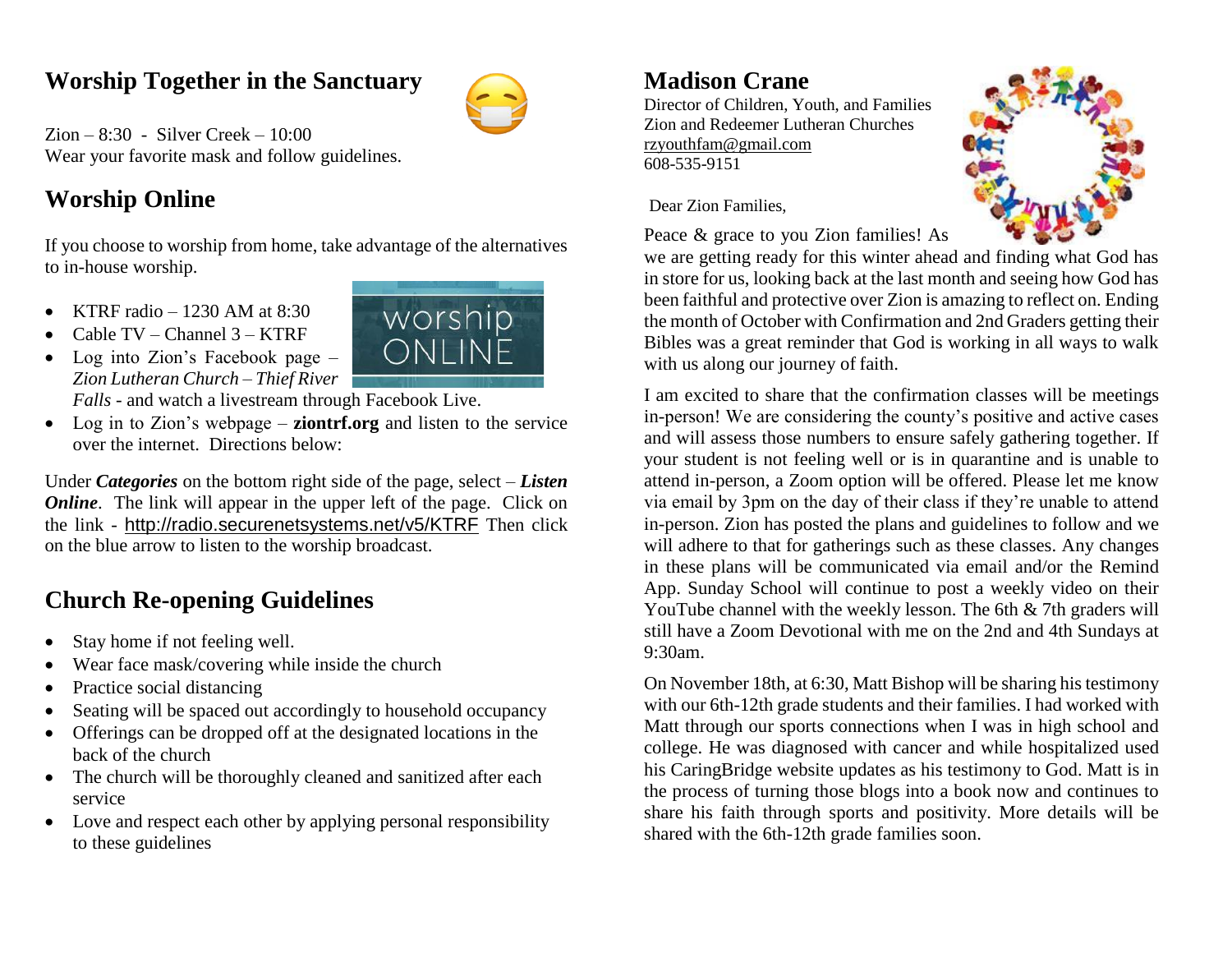## Worship Together in the Sanctuary

Zion – 8:30 - Silver Creek – 10:00
Wear your favorite mask and follow guidelines.

## Worship Online

If you choose to worship from home, take advantage of the alternatives to in-house worship.

- KTRF radio – 1230 AM at 8:30
- Cable TV – Channel 3 – KTRF
- Log into Zion's Facebook page – *Zion Lutheran Church – Thief River Falls* - and watch a livestream through Facebook Live.
- Log in to Zion's webpage – **ziontrf.org** and listen to the service over the internet. Directions below:

Under ***Categories*** on the bottom right side of the page, select – ***Listen Online***. The link will appear in the upper left of the page. Click on the link - http://radio.securenetsystems.net/v5/KTRF Then click on the blue arrow to listen to the worship broadcast.

## Church Re-opening Guidelines

- Stay home if not feeling well.
- Wear face mask/covering while inside the church
- Practice social distancing
- Seating will be spaced out accordingly to household occupancy
- Offerings can be dropped off at the designated locations in the back of the church
- The church will be thoroughly cleaned and sanitized after each service
- Love and respect each other by applying personal responsibility to these guidelines

## Madison Crane

Director of Children, Youth, and Families
Zion and Redeemer Lutheran Churches
rzyouthfam@gmail.com
608-535-9151

Dear Zion Families,

Peace & grace to you Zion families! As we are getting ready for this winter ahead and finding what God has in store for us, looking back at the last month and seeing how God has been faithful and protective over Zion is amazing to reflect on. Ending the month of October with Confirmation and 2nd Graders getting their Bibles was a great reminder that God is working in all ways to walk with us along our journey of faith.

I am excited to share that the confirmation classes will be meetings in-person! We are considering the county's positive and active cases and will assess those numbers to ensure safely gathering together. If your student is not feeling well or is in quarantine and is unable to attend in-person, a Zoom option will be offered. Please let me know via email by 3pm on the day of their class if they're unable to attend in-person. Zion has posted the plans and guidelines to follow and we will adhere to that for gatherings such as these classes. Any changes in these plans will be communicated via email and/or the Remind App. Sunday School will continue to post a weekly video on their YouTube channel with the weekly lesson. The 6th & 7th graders will still have a Zoom Devotional with me on the 2nd and 4th Sundays at 9:30am.

On November 18th, at 6:30, Matt Bishop will be sharing his testimony with our 6th-12th grade students and their families. I had worked with Matt through our sports connections when I was in high school and college. He was diagnosed with cancer and while hospitalized used his CaringBridge website updates as his testimony to God. Matt is in the process of turning those blogs into a book now and continues to share his faith through sports and positivity. More details will be shared with the 6th-12th grade families soon.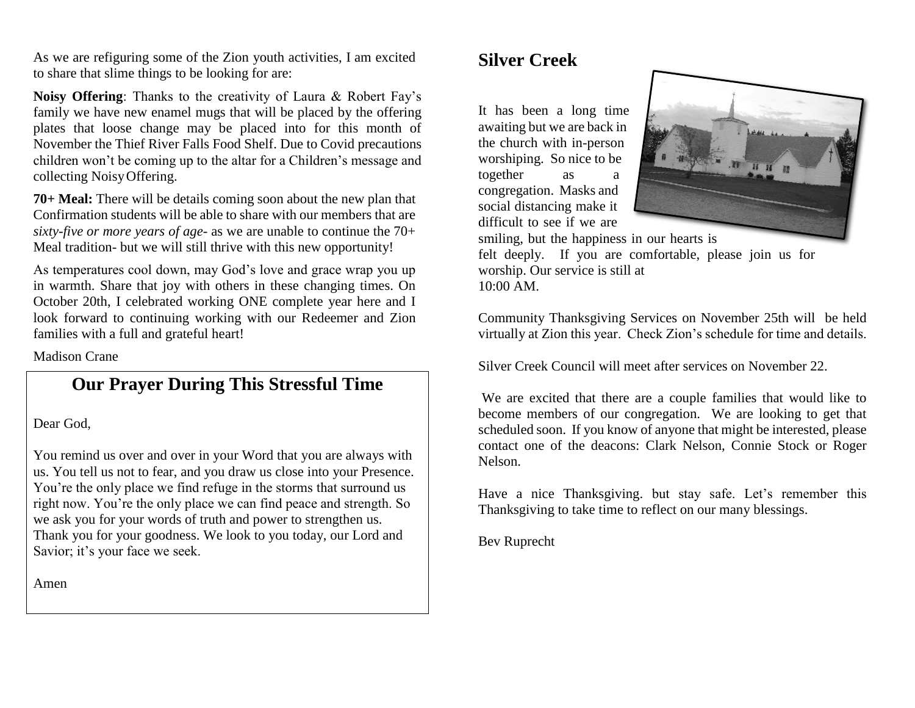As we are refiguring some of the Zion youth activities, I am excited to share that slime things to be looking for are:

**Noisy Offering**: Thanks to the creativity of Laura & Robert Fay's family we have new enamel mugs that will be placed by the offering plates that loose change may be placed into for this month of November the Thief River Falls Food Shelf. Due to Covid precautions children won't be coming up to the altar for a Children's message and collecting Noisy Offering.

**70+ Meal:** There will be details coming soon about the new plan that Confirmation students will be able to share with our members that are *sixty-five or more years of age*- as we are unable to continue the 70+ Meal tradition- but we will still thrive with this new opportunity!

As temperatures cool down, may God's love and grace wrap you up in warmth. Share that joy with others in these changing times. On October 20th, I celebrated working ONE complete year here and I look forward to continuing working with our Redeemer and Zion families with a full and grateful heart!

Madison Crane

## Our Prayer During This Stressful Time

Dear God,

You remind us over and over in your Word that you are always with us. You tell us not to fear, and you draw us close into your Presence. You're the only place we find refuge in the storms that surround us right now. You're the only place we can find peace and strength. So we ask you for your words of truth and power to strengthen us. Thank you for your goodness. We look to you today, our Lord and Savior; it's your face we seek.

Amen

## Silver Creek

It has been a long time awaiting but we are back in the church with in-person worshiping. So nice to be together as a congregation. Masks and social distancing make it difficult to see if we are smiling, but the happiness in our hearts is felt deeply. If you are comfortable, please join us for worship. Our service is still at 10:00 AM.

Community Thanksgiving Services on November 25th will be held virtually at Zion this year. Check Zion's schedule for time and details.

Silver Creek Council will meet after services on November 22.

We are excited that there are a couple families that would like to become members of our congregation. We are looking to get that scheduled soon. If you know of anyone that might be interested, please contact one of the deacons: Clark Nelson, Connie Stock or Roger Nelson.

Have a nice Thanksgiving. but stay safe. Let's remember this Thanksgiving to take time to reflect on our many blessings.

Bev Ruprecht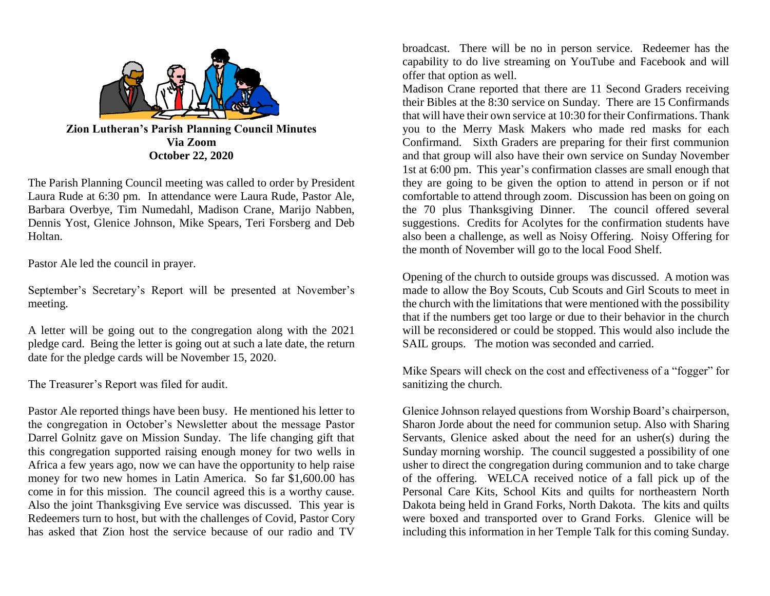**Zion Lutheran's Parish Planning Council Minutes**
**Via Zoom**
**October 22, 2020**

The Parish Planning Council meeting was called to order by President Laura Rude at 6:30 pm. In attendance were Laura Rude, Pastor Ale, Barbara Overbye, Tim Numedahl, Madison Crane, Marijo Nabben, Dennis Yost, Glenice Johnson, Mike Spears, Teri Forsberg and Deb Holtan.

Pastor Ale led the council in prayer.

September's Secretary's Report will be presented at November's meeting.

A letter will be going out to the congregation along with the 2021 pledge card. Being the letter is going out at such a late date, the return date for the pledge cards will be November 15, 2020.

The Treasurer's Report was filed for audit.

Pastor Ale reported things have been busy. He mentioned his letter to the congregation in October's Newsletter about the message Pastor Darrel Golnitz gave on Mission Sunday. The life changing gift that this congregation supported raising enough money for two wells in Africa a few years ago, now we can have the opportunity to help raise money for two new homes in Latin America. So far $1,600.00 has come in for this mission. The council agreed this is a worthy cause. Also the joint Thanksgiving Eve service was discussed. This year is Redeemers turn to host, but with the challenges of Covid, Pastor Cory has asked that Zion host the service because of our radio and TV broadcast. There will be no in person service. Redeemer has the capability to do live streaming on YouTube and Facebook and will offer that option as well.
Madison Crane reported that there are 11 Second Graders receiving their Bibles at the 8:30 service on Sunday. There are 15 Confirmands that will have their own service at 10:30 for their Confirmations. Thank you to the Merry Mask Makers who made red masks for each Confirmand. Sixth Graders are preparing for their first communion and that group will also have their own service on Sunday November 1st at 6:00 pm. This year's confirmation classes are small enough that they are going to be given the option to attend in person or if not comfortable to attend through zoom. Discussion has been on going on the 70 plus Thanksgiving Dinner. The council offered several suggestions. Credits for Acolytes for the confirmation students have also been a challenge, as well as Noisy Offering. Noisy Offering for the month of November will go to the local Food Shelf.

Opening of the church to outside groups was discussed. A motion was made to allow the Boy Scouts, Cub Scouts and Girl Scouts to meet in the church with the limitations that were mentioned with the possibility that if the numbers get too large or due to their behavior in the church will be reconsidered or could be stopped. This would also include the SAIL groups. The motion was seconded and carried.

Mike Spears will check on the cost and effectiveness of a "fogger" for sanitizing the church.

Glenice Johnson relayed questions from Worship Board's chairperson, Sharon Jorde about the need for communion setup. Also with Sharing Servants, Glenice asked about the need for an usher(s) during the Sunday morning worship. The council suggested a possibility of one usher to direct the congregation during communion and to take charge of the offering. WELCA received notice of a fall pick up of the Personal Care Kits, School Kits and quilts for northeastern North Dakota being held in Grand Forks, North Dakota. The kits and quilts were boxed and transported over to Grand Forks. Glenice will be including this information in her Temple Talk for this coming Sunday.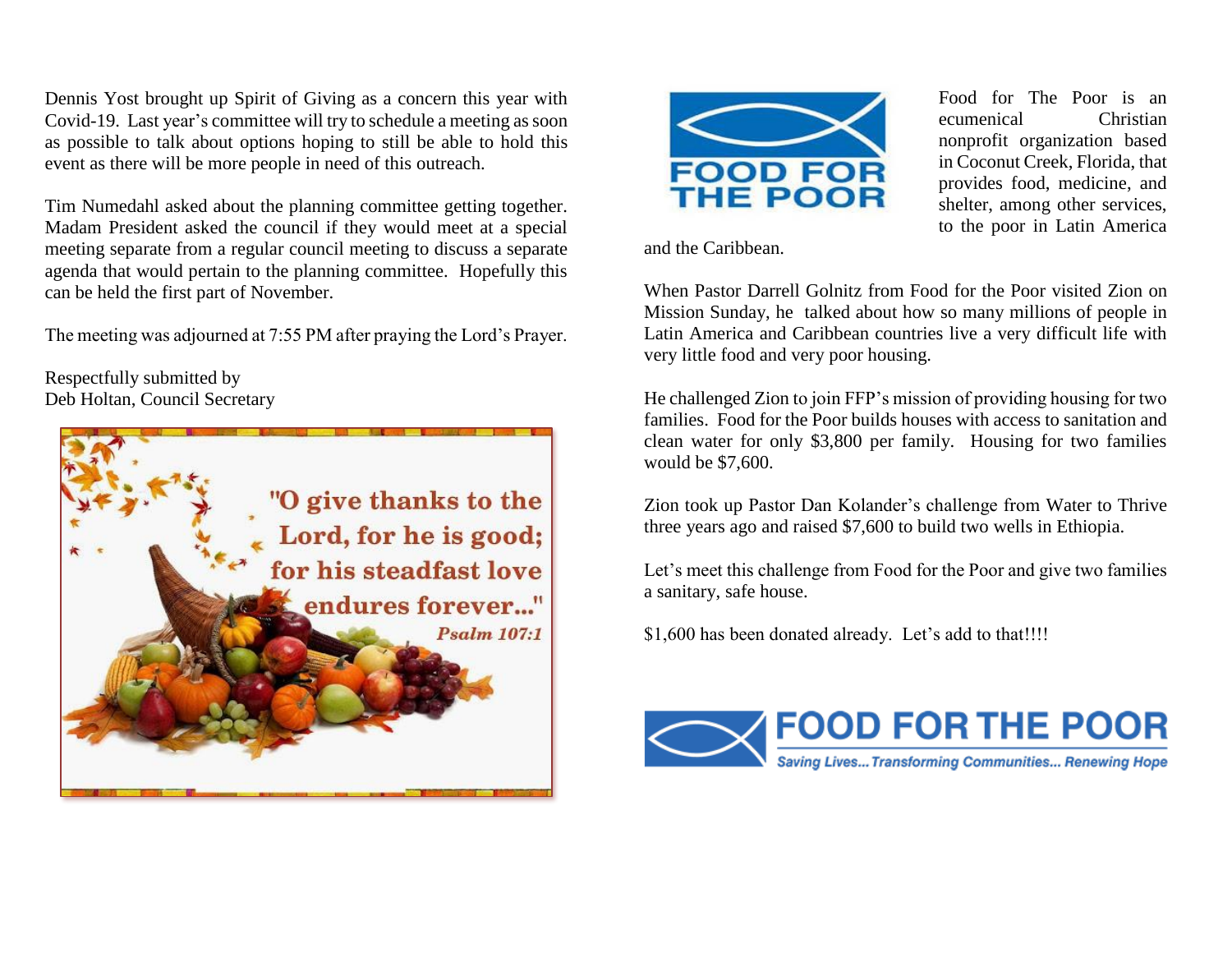Dennis Yost brought up Spirit of Giving as a concern this year with Covid-19. Last year's committee will try to schedule a meeting as soon as possible to talk about options hoping to still be able to hold this event as there will be more people in need of this outreach.

Tim Numedahl asked about the planning committee getting together. Madam President asked the council if they would meet at a special meeting separate from a regular council meeting to discuss a separate agenda that would pertain to the planning committee. Hopefully this can be held the first part of November.

The meeting was adjourned at 7:55 PM after praying the Lord's Prayer.

Respectfully submitted by
Deb Holtan, Council Secretary

"O give thanks to the Lord, for he is good; for his steadfast love endures forever..."
*Psalm 107:1*

FOOD FOR THE POOR

Food for The Poor is an ecumenical Christian nonprofit organization based in Coconut Creek, Florida, that provides food, medicine, and shelter, among other services, to the poor in Latin America and the Caribbean.

When Pastor Darrell Golnitz from Food for the Poor visited Zion on Mission Sunday, he talked about how so many millions of people in Latin America and Caribbean countries live a very difficult life with very little food and very poor housing.

He challenged Zion to join FFP's mission of providing housing for two families. Food for the Poor builds houses with access to sanitation and clean water for only $3,800 per family. Housing for two families would be $7,600.

Zion took up Pastor Dan Kolander's challenge from Water to Thrive three years ago and raised $7,600 to build two wells in Ethiopia.

Let's meet this challenge from Food for the Poor and give two families a sanitary, safe house.

$1,600 has been donated already. Let's add to that!!!!

FOOD FOR THE POOR
*Saving Lives... Transforming Communities... Renewing Hope*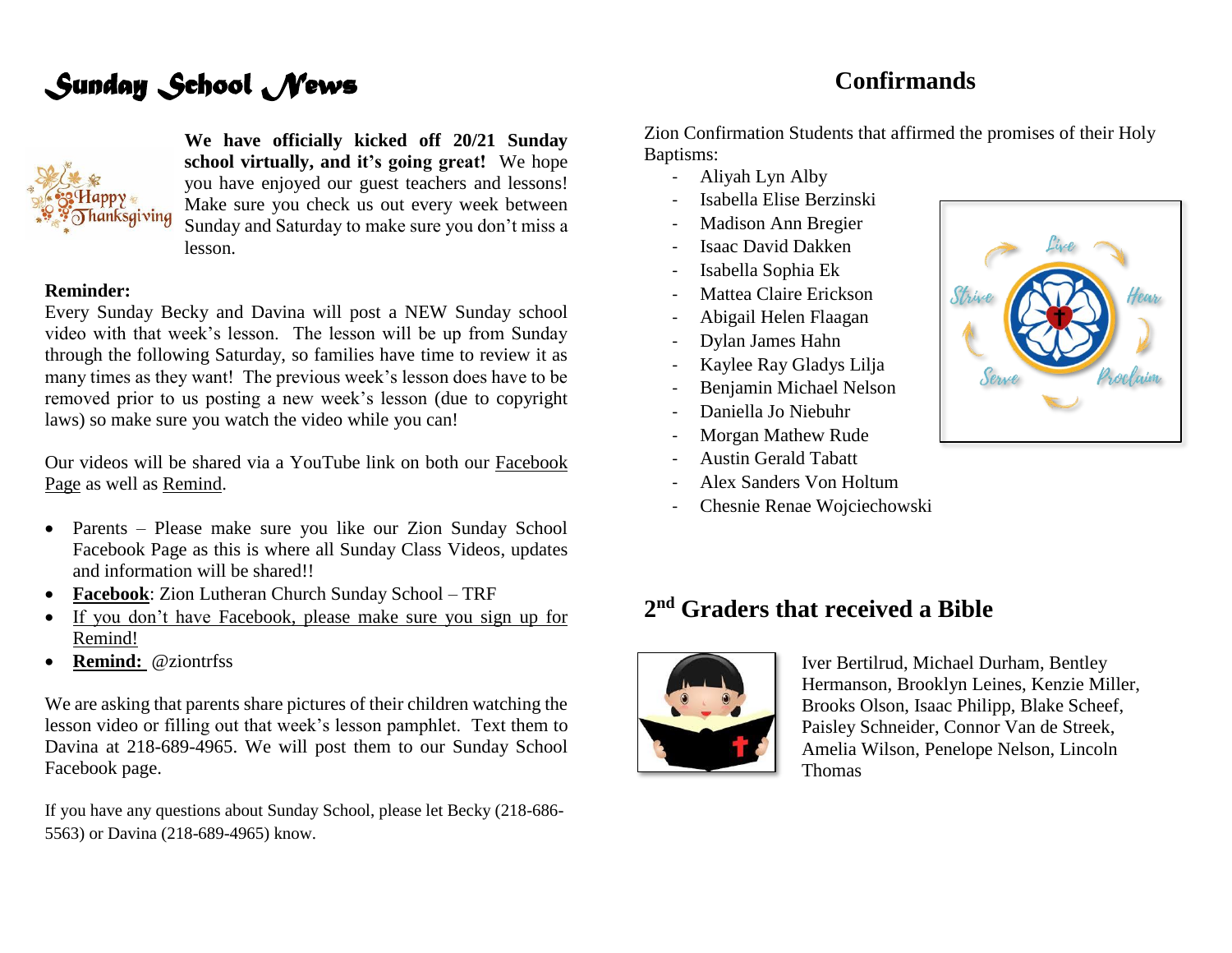# *Sunday School News*

**We have officially kicked off 20/21 Sunday school virtually, and it's going great!** We hope you have enjoyed our guest teachers and lessons! Make sure you check us out every week between Sunday and Saturday to make sure you don't miss a lesson.

**Reminder:**
Every Sunday Becky and Davina will post a NEW Sunday school video with that week's lesson. The lesson will be up from Sunday through the following Saturday, so families have time to review it as many times as they want! The previous week's lesson does have to be removed prior to us posting a new week's lesson (due to copyright laws) so make sure you watch the video while you can!

Our videos will be shared via a YouTube link on both our Facebook Page as well as Remind.

- Parents – Please make sure you like our Zion Sunday School Facebook Page as this is where all Sunday Class Videos, updates and information will be shared!!
- **Facebook**: Zion Lutheran Church Sunday School – TRF
- If you don't have Facebook, please make sure you sign up for Remind!
- **Remind:** @ziontrfss

We are asking that parents share pictures of their children watching the lesson video or filling out that week's lesson pamphlet. Text them to Davina at 218-689-4965. We will post them to our Sunday School Facebook page.

If you have any questions about Sunday School, please let Becky (218-686-5563) or Davina (218-689-4965) know.

## Confirmands

Zion Confirmation Students that affirmed the promises of their Holy Baptisms:

- Aliyah Lyn Alby
- Isabella Elise Berzinski
- Madison Ann Bregier
- Isaac David Dakken
- Isabella Sophia Ek
- Mattea Claire Erickson
- Abigail Helen Flaagan
- Dylan James Hahn
- Kaylee Ray Gladys Lilja
- Benjamin Michael Nelson
- Daniella Jo Niebuhr
- Morgan Mathew Rude
- Austin Gerald Tabatt
- Alex Sanders Von Holtum
- Chesnie Renae Wojciechowski

## 2nd Graders that received a Bible

Iver Bertilrud, Michael Durham, Bentley Hermanson, Brooklyn Leines, Kenzie Miller, Brooks Olson, Isaac Philipp, Blake Scheef, Paisley Schneider, Connor Van de Streek, Amelia Wilson, Penelope Nelson, Lincoln Thomas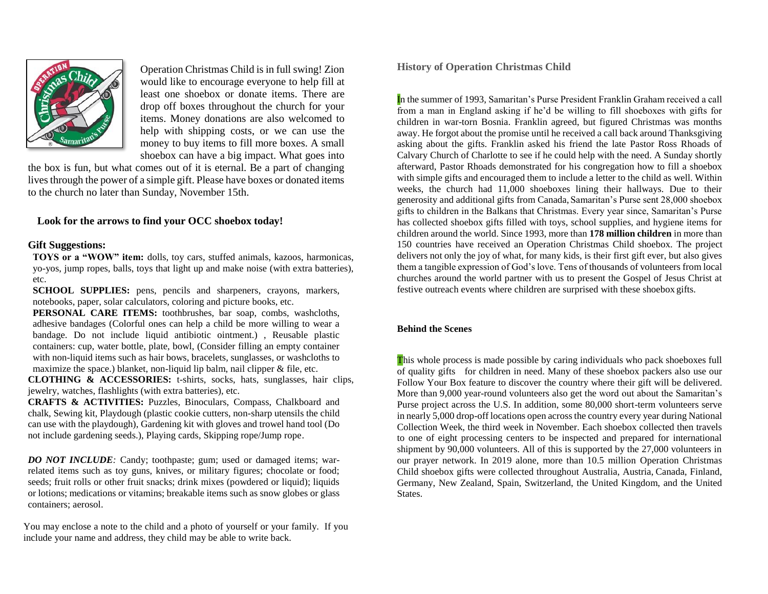Operation Christmas Child is in full swing! Zion would like to encourage everyone to help fill at least one shoebox or donate items. There are drop off boxes throughout the church for your items. Money donations are also welcomed to help with shipping costs, or we can use the money to buy items to fill more boxes. A small shoebox can have a big impact. What goes into the box is fun, but what comes out of it is eternal. Be a part of changing lives through the power of a simple gift. Please have boxes or donated items to the church no later than Sunday, November 15th.

**Look for the arrows to find your OCC shoebox today!**

**Gift Suggestions:**

**TOYS or a "WOW" item:** dolls, toy cars, stuffed animals, kazoos, harmonicas, yo-yos, jump ropes, balls, toys that light up and make noise (with extra batteries), etc.

**SCHOOL SUPPLIES:** pens, pencils and sharpeners, crayons, markers, notebooks, paper, solar calculators, coloring and picture books, etc.

**PERSONAL CARE ITEMS:** toothbrushes, bar soap, combs, washcloths, adhesive bandages (Colorful ones can help a child be more willing to wear a bandage. Do not include liquid antibiotic ointment.) , Reusable plastic containers: cup, water bottle, plate, bowl, (Consider filling an empty container with non-liquid items such as hair bows, bracelets, sunglasses, or washcloths to maximize the space.) blanket, non-liquid lip balm, nail clipper & file, etc.

**CLOTHING & ACCESSORIES:** t-shirts, socks, hats, sunglasses, hair clips, jewelry, watches, flashlights (with extra batteries), etc.

**CRAFTS & ACTIVITIES:** Puzzles, Binoculars, Compass, Chalkboard and chalk, Sewing kit, Playdough (plastic cookie cutters, non-sharp utensils the child can use with the playdough), Gardening kit with gloves and trowel hand tool (Do not include gardening seeds.), Playing cards, Skipping rope/Jump rope.

***DO NOT INCLUDE:*** Candy; toothpaste; gum; used or damaged items; war-related items such as toy guns, knives, or military figures; chocolate or food; seeds; fruit rolls or other fruit snacks; drink mixes (powdered or liquid); liquids or lotions; medications or vitamins; breakable items such as snow globes or glass containers; aerosol.

You may enclose a note to the child and a photo of yourself or your family. If you include your name and address, they child may be able to write back.

### History of Operation Christmas Child

In the summer of 1993, Samaritan's Purse President Franklin Graham received a call from a man in England asking if he'd be willing to fill shoeboxes with gifts for children in war-torn Bosnia. Franklin agreed, but figured Christmas was months away. He forgot about the promise until he received a call back around Thanksgiving asking about the gifts. Franklin asked his friend the late Pastor Ross Rhoads of Calvary Church of Charlotte to see if he could help with the need. A Sunday shortly afterward, Pastor Rhoads demonstrated for his congregation how to fill a shoebox with simple gifts and encouraged them to include a letter to the child as well. Within weeks, the church had 11,000 shoeboxes lining their hallways. Due to their generosity and additional gifts from Canada, Samaritan's Purse sent 28,000 shoebox gifts to children in the Balkans that Christmas. Every year since, Samaritan's Purse has collected shoebox gifts filled with toys, school supplies, and hygiene items for children around the world. Since 1993, more than **178 million children** in more than 150 countries have received an Operation Christmas Child shoebox. The project delivers not only the joy of what, for many kids, is their first gift ever, but also gives them a tangible expression of God's love. Tens of thousands of volunteers from local churches around the world partner with us to present the Gospel of Jesus Christ at festive outreach events where children are surprised with these shoebox gifts.

### Behind the Scenes

This whole process is made possible by caring individuals who pack shoeboxes full of quality gifts for children in need. Many of these shoebox packers also use our Follow Your Box feature to discover the country where their gift will be delivered. More than 9,000 year-round volunteers also get the word out about the Samaritan's Purse project across the U.S. In addition, some 80,000 short-term volunteers serve in nearly 5,000 drop-off locations open across the country every year during National Collection Week, the third week in November. Each shoebox collected then travels to one of eight processing centers to be inspected and prepared for international shipment by 90,000 volunteers. All of this is supported by the 27,000 volunteers in our prayer network. In 2019 alone, more than 10.5 million Operation Christmas Child shoebox gifts were collected throughout Australia, Austria, Canada, Finland, Germany, New Zealand, Spain, Switzerland, the United Kingdom, and the United States.